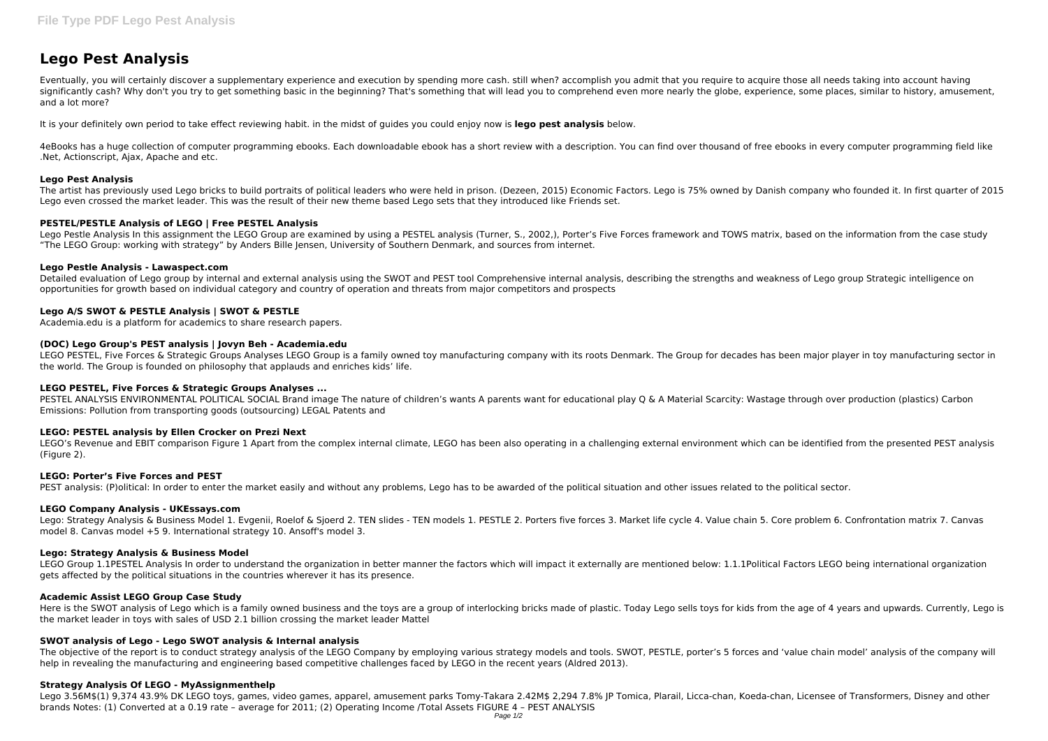# Lego Pest Analysis

Eventually, you will certainly discover a supplementary experience and execution by spending more cash. still when? accomplish you admit that you require to acquire those all needs taking into account having significantly cash? Why don't you try to get something basic in the beginning? That's something that will lead you to comprehend even more nearly the globe, experience, some places, similar to history, amusement, and a lot more?

It is your definitely own period to take effect reviewing habit. in the midst of guides you could enjoy now is **lego pest analysis** below.

4eBooks has a huge collection of computer programming ebooks. Each downloadable ebook has a short review with a description. You can find over thousand of free ebooks in every computer programming field like .Net, Actionscript, Ajax, Apache and etc.

### Lego Pest Analysis

The artist has previously used Lego bricks to build portraits of political leaders who were held in prison. (Dezeen, 2015) Economic Factors. Lego is 75% owned by Danish company who founded it. In first quarter of 2015 Lego even crossed the market leader. This was the result of their new theme based Lego sets that they introduced like Friends set.

### PESTEL/PESTLE Analysis of LEGO | Free PESTEL Analysis

Lego Pestle Analysis In this assignment the LEGO Group are examined by using a PESTEL analysis (Turner, S., 2002,), Porter's Five Forces framework and TOWS matrix, based on the information from the case study "The LEGO Group: working with strategy" by Anders Bille Jensen, University of Southern Denmark, and sources from internet.

### Lego Pestle Analysis - Lawaspect.com

Detailed evaluation of Lego group by internal and external analysis using the SWOT and PEST tool Comprehensive internal analysis, describing the strengths and weakness of Lego group Strategic intelligence on opportunities for growth based on individual category and country of operation and threats from major competitors and prospects

### Lego A/S SWOT & PESTLE Analysis | SWOT & PESTLE

Academia.edu is a platform for academics to share research papers.

### (DOC) Lego Group's PEST analysis | Jovyn Beh - Academia.edu

LEGO PESTEL, Five Forces & Strategic Groups Analyses LEGO Group is a family owned toy manufacturing company with its roots Denmark. The Group for decades has been major player in toy manufacturing sector in the world. The Group is founded on philosophy that applauds and enriches kids' life.

### LEGO PESTEL, Five Forces & Strategic Groups Analyses ...

PESTEL ANALYSIS ENVIRONMENTAL POLITICAL SOCIAL Brand image The nature of children's wants A parents want for educational play Q & A Material Scarcity: Wastage through over production (plastics) Carbon Emissions: Pollution from transporting goods (outsourcing) LEGAL Patents and

### LEGO: PESTEL analysis by Ellen Crocker on Prezi Next

LEGO's Revenue and EBIT comparison Figure 1 Apart from the complex internal climate, LEGO has been also operating in a challenging external environment which can be identified from the presented PEST analysis (Figure 2).

### LEGO: Porter's Five Forces and PEST

PEST analysis: (P)olitical: In order to enter the market easily and without any problems, Lego has to be awarded of the political situation and other issues related to the political sector.

### LEGO Company Analysis - UKEssays.com

Lego: Strategy Analysis & Business Model 1. Evgenii, Roelof & Sjoerd 2. TEN slides - TEN models 1. PESTLE 2. Porters five forces 3. Market life cycle 4. Value chain 5. Core problem 6. Confrontation matrix 7. Canvas model 8. Canvas model +5 9. International strategy 10. Ansoff's model 3.

### Lego: Strategy Analysis & Business Model

LEGO Group 1.1PESTEL Analysis In order to understand the organization in better manner the factors which will impact it externally are mentioned below: 1.1.1Political Factors LEGO being international organization gets affected by the political situations in the countries wherever it has its presence.

### Academic Assist LEGO Group Case Study

Here is the SWOT analysis of Lego which is a family owned business and the toys are a group of interlocking bricks made of plastic. Today Lego sells toys for kids from the age of 4 years and upwards. Currently, Lego is the market leader in toys with sales of USD 2.1 billion crossing the market leader Mattel

### SWOT analysis of Lego - Lego SWOT analysis & Internal analysis

The objective of the report is to conduct strategy analysis of the LEGO Company by employing various strategy models and tools. SWOT, PESTLE, porter's 5 forces and 'value chain model' analysis of the company will help in revealing the manufacturing and engineering based competitive challenges faced by LEGO in the recent years (Aldred 2013).

### Strategy Analysis Of LEGO - MyAssignmenthelp

Lego 3.56M$(1) 9,374 43.9% DK LEGO toys, games, video games, apparel, amusement parks Tomy-Takara 2.42M$ 2,294 7.8% JP Tomica, Plarail, Licca-chan, Koeda-chan, Licensee of Transformers, Disney and other brands Notes: (1) Converted at a 0.19 rate – average for 2011; (2) Operating Income /Total Assets FIGURE 4 – PEST ANALYSIS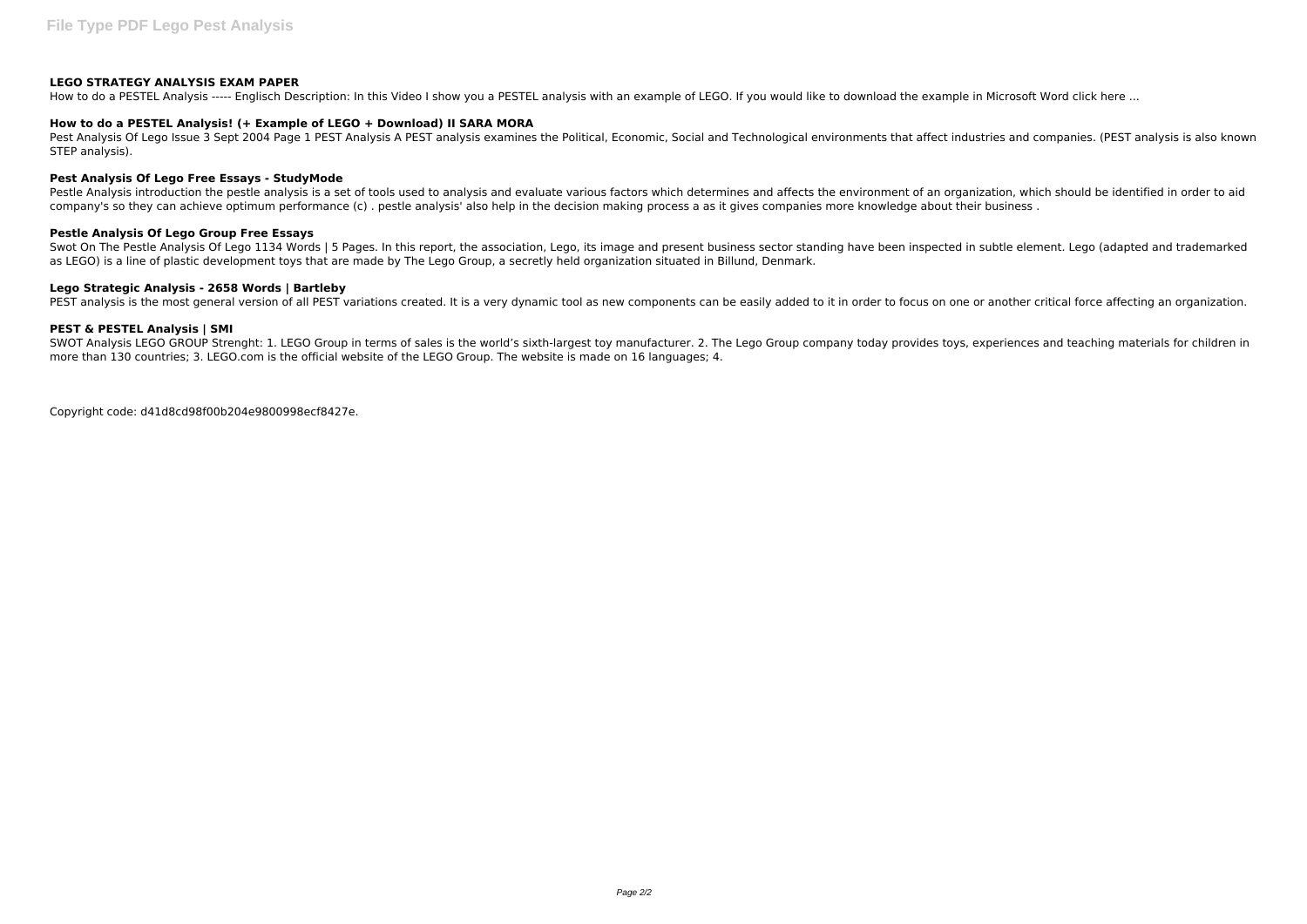### LEGO STRATEGY ANALYSIS EXAM PAPER

How to do a PESTEL Analysis ----- Englisch Description: In this Video I show you a PESTEL analysis with an example of LEGO. If you would like to download the example in Microsoft Word click here ...

### How to do a PESTEL Analysis! (+ Example of LEGO + Download) II SARA MORA

Pest Analysis Of Lego Issue 3 Sept 2004 Page 1 PEST Analysis A PEST analysis examines the Political, Economic, Social and Technological environments that affect industries and companies. (PEST analysis is also known STEP analysis).

### Pest Analysis Of Lego Free Essays - StudyMode

Pestle Analysis introduction the pestle analysis is a set of tools used to analysis and evaluate various factors which determines and affects the environment of an organization, which should be identified in order to aid company's so they can achieve optimum performance (c) . pestle analysis' also help in the decision making process a as it gives companies more knowledge about their business .

### Pestle Analysis Of Lego Group Free Essays

Swot On The Pestle Analysis Of Lego 1134 Words | 5 Pages. In this report, the association, Lego, its image and present business sector standing have been inspected in subtle element. Lego (adapted and trademarked as LEGO) is a line of plastic development toys that are made by The Lego Group, a secretly held organization situated in Billund, Denmark.

### Lego Strategic Analysis - 2658 Words | Bartleby

PEST analysis is the most general version of all PEST variations created. It is a very dynamic tool as new components can be easily added to it in order to focus on one or another critical force affecting an organization.

### PEST & PESTEL Analysis | SMI

SWOT Analysis LEGO GROUP Strenght: 1. LEGO Group in terms of sales is the world's sixth-largest toy manufacturer. 2. The Lego Group company today provides toys, experiences and teaching materials for children in more than 130 countries; 3. LEGO.com is the official website of the LEGO Group. The website is made on 16 languages; 4.

Copyright code: d41d8cd98f00b204e9800998ecf8427e.